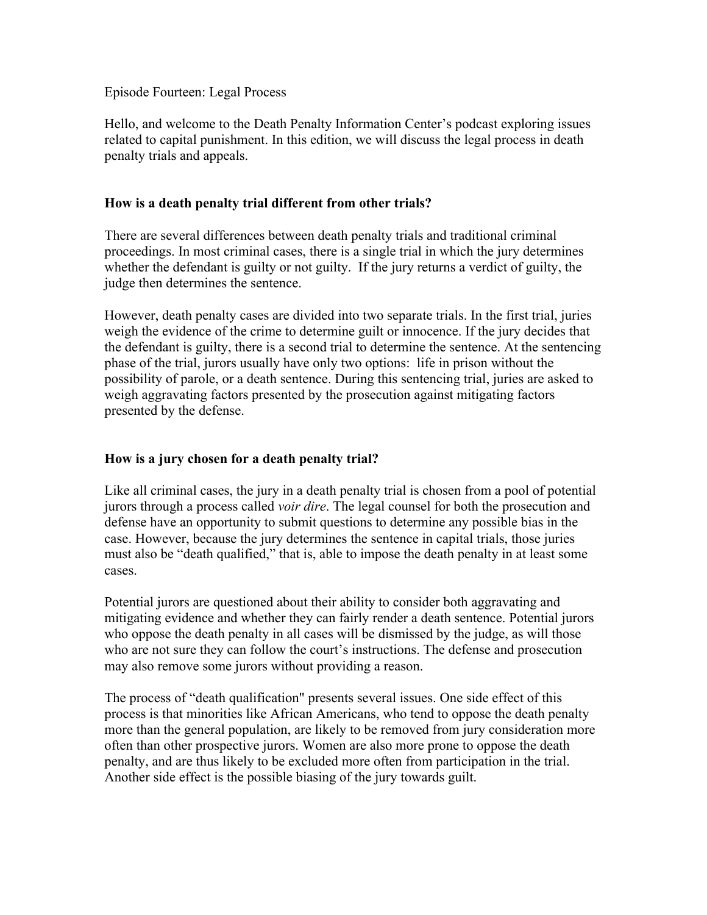Episode Fourteen: Legal Process

Hello, and welcome to the Death Penalty Information Center's podcast exploring issues related to capital punishment. In this edition, we will discuss the legal process in death penalty trials and appeals.

### How is a death penalty trial different from other trials?

There are several differences between death penalty trials and traditional criminal proceedings. In most criminal cases, there is a single trial in which the jury determines whether the defendant is guilty or not guilty. If the jury returns a verdict of guilty, the judge then determines the sentence.

However, death penalty cases are divided into two separate trials. In the first trial, juries weigh the evidence of the crime to determine guilt or innocence. If the jury decides that the defendant is guilty, there is a second trial to determine the sentence. At the sentencing phase of the trial, jurors usually have only two options: life in prison without the possibility of parole, or a death sentence. During this sentencing trial, juries are asked to weigh aggravating factors presented by the prosecution against mitigating factors presented by the defense.

### How is a jury chosen for a death penalty trial?

Like all criminal cases, the jury in a death penalty trial is chosen from a pool of potential jurors through a process called *voir dire*. The legal counsel for both the prosecution and defense have an opportunity to submit questions to determine any possible bias in the case. However, because the jury determines the sentence in capital trials, those juries must also be "death qualified," that is, able to impose the death penalty in at least some cases.

Potential jurors are questioned about their ability to consider both aggravating and mitigating evidence and whether they can fairly render a death sentence. Potential jurors who oppose the death penalty in all cases will be dismissed by the judge, as will those who are not sure they can follow the court's instructions. The defense and prosecution may also remove some jurors without providing a reason.

The process of "death qualification" presents several issues. One side effect of this process is that minorities like African Americans, who tend to oppose the death penalty more than the general population, are likely to be removed from jury consideration more often than other prospective jurors. Women are also more prone to oppose the death penalty, and are thus likely to be excluded more often from participation in the trial. Another side effect is the possible biasing of the jury towards guilt.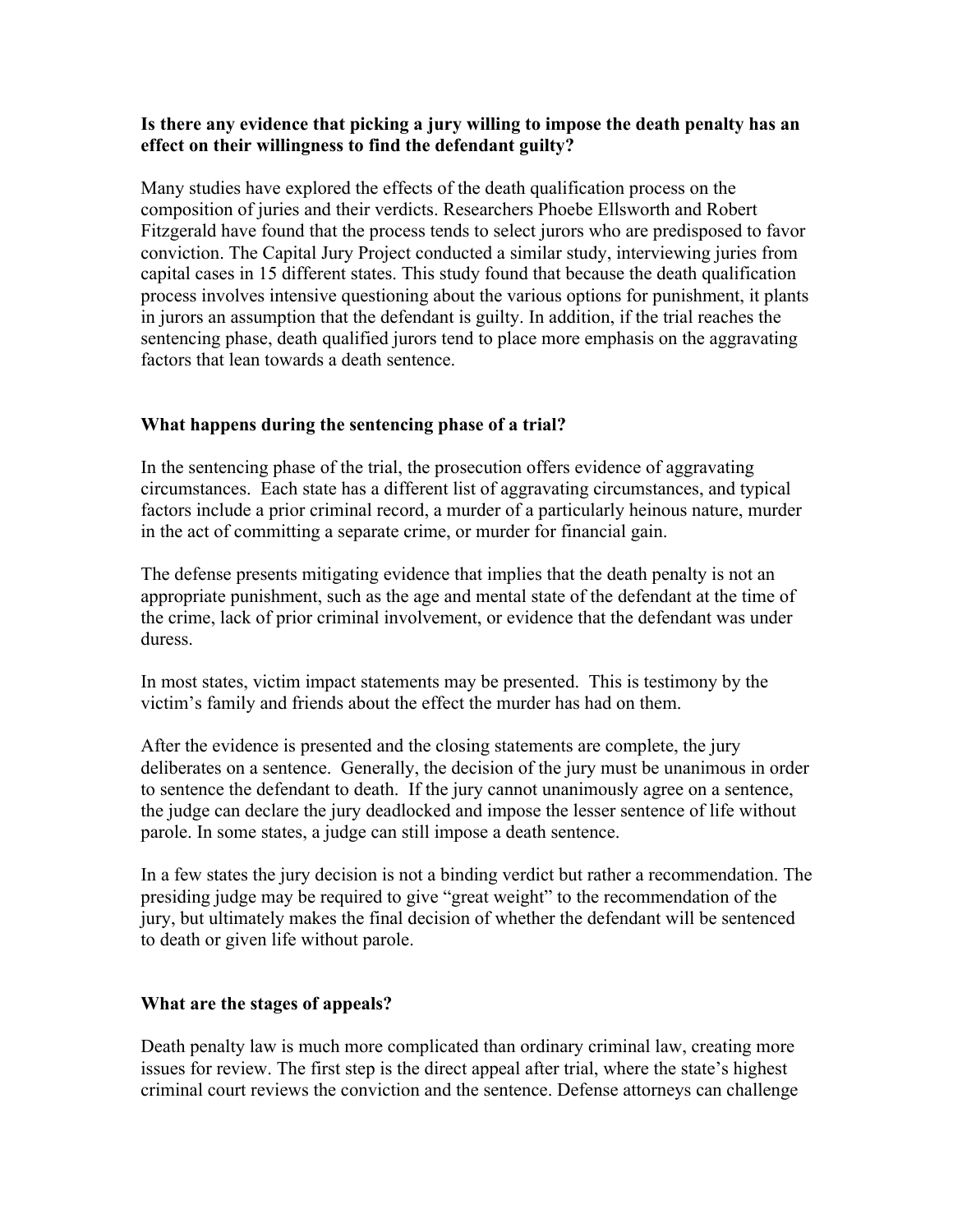**Is there any evidence that picking a jury willing to impose the death penalty has an effect on their willingness to find the defendant guilty?**

Many studies have explored the effects of the death qualification process on the composition of juries and their verdicts. Researchers Phoebe Ellsworth and Robert Fitzgerald have found that the process tends to select jurors who are predisposed to favor conviction. The Capital Jury Project conducted a similar study, interviewing juries from capital cases in 15 different states. This study found that because the death qualification process involves intensive questioning about the various options for punishment, it plants in jurors an assumption that the defendant is guilty. In addition, if the trial reaches the sentencing phase, death qualified jurors tend to place more emphasis on the aggravating factors that lean towards a death sentence.

**What happens during the sentencing phase of a trial?**

In the sentencing phase of the trial, the prosecution offers evidence of aggravating circumstances. Each state has a different list of aggravating circumstances, and typical factors include a prior criminal record, a murder of a particularly heinous nature, murder in the act of committing a separate crime, or murder for financial gain.

The defense presents mitigating evidence that implies that the death penalty is not an appropriate punishment, such as the age and mental state of the defendant at the time of the crime, lack of prior criminal involvement, or evidence that the defendant was under duress.

In most states, victim impact statements may be presented. This is testimony by the victim's family and friends about the effect the murder has had on them.

After the evidence is presented and the closing statements are complete, the jury deliberates on a sentence. Generally, the decision of the jury must be unanimous in order to sentence the defendant to death. If the jury cannot unanimously agree on a sentence, the judge can declare the jury deadlocked and impose the lesser sentence of life without parole. In some states, a judge can still impose a death sentence.

In a few states the jury decision is not a binding verdict but rather a recommendation. The presiding judge may be required to give "great weight" to the recommendation of the jury, but ultimately makes the final decision of whether the defendant will be sentenced to death or given life without parole.

**What are the stages of appeals?**

Death penalty law is much more complicated than ordinary criminal law, creating more issues for review. The first step is the direct appeal after trial, where the state's highest criminal court reviews the conviction and the sentence. Defense attorneys can challenge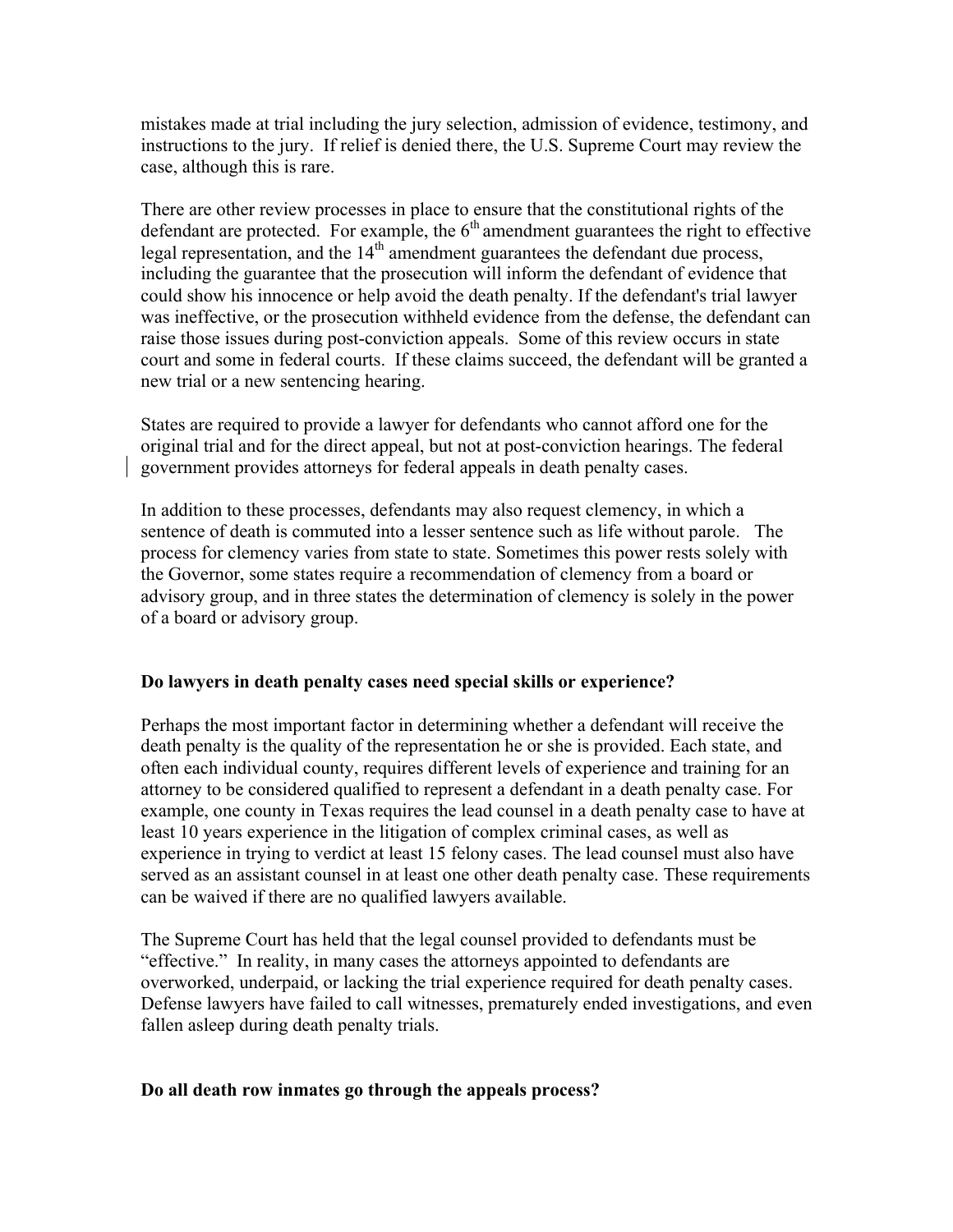mistakes made at trial including the jury selection, admission of evidence, testimony, and instructions to the jury. If relief is denied there, the U.S. Supreme Court may review the case, although this is rare.

There are other review processes in place to ensure that the constitutional rights of the defendant are protected. For example, the 6th amendment guarantees the right to effective legal representation, and the 14th amendment guarantees the defendant due process, including the guarantee that the prosecution will inform the defendant of evidence that could show his innocence or help avoid the death penalty. If the defendant's trial lawyer was ineffective, or the prosecution withheld evidence from the defense, the defendant can raise those issues during post-conviction appeals. Some of this review occurs in state court and some in federal courts. If these claims succeed, the defendant will be granted a new trial or a new sentencing hearing.

States are required to provide a lawyer for defendants who cannot afford one for the original trial and for the direct appeal, but not at post-conviction hearings. The federal government provides attorneys for federal appeals in death penalty cases.

In addition to these processes, defendants may also request clemency, in which a sentence of death is commuted into a lesser sentence such as life without parole. The process for clemency varies from state to state. Sometimes this power rests solely with the Governor, some states require a recommendation of clemency from a board or advisory group, and in three states the determination of clemency is solely in the power of a board or advisory group.

**Do lawyers in death penalty cases need special skills or experience?**

Perhaps the most important factor in determining whether a defendant will receive the death penalty is the quality of the representation he or she is provided. Each state, and often each individual county, requires different levels of experience and training for an attorney to be considered qualified to represent a defendant in a death penalty case. For example, one county in Texas requires the lead counsel in a death penalty case to have at least 10 years experience in the litigation of complex criminal cases, as well as experience in trying to verdict at least 15 felony cases. The lead counsel must also have served as an assistant counsel in at least one other death penalty case. These requirements can be waived if there are no qualified lawyers available.

The Supreme Court has held that the legal counsel provided to defendants must be "effective." In reality, in many cases the attorneys appointed to defendants are overworked, underpaid, or lacking the trial experience required for death penalty cases. Defense lawyers have failed to call witnesses, prematurely ended investigations, and even fallen asleep during death penalty trials.

**Do all death row inmates go through the appeals process?**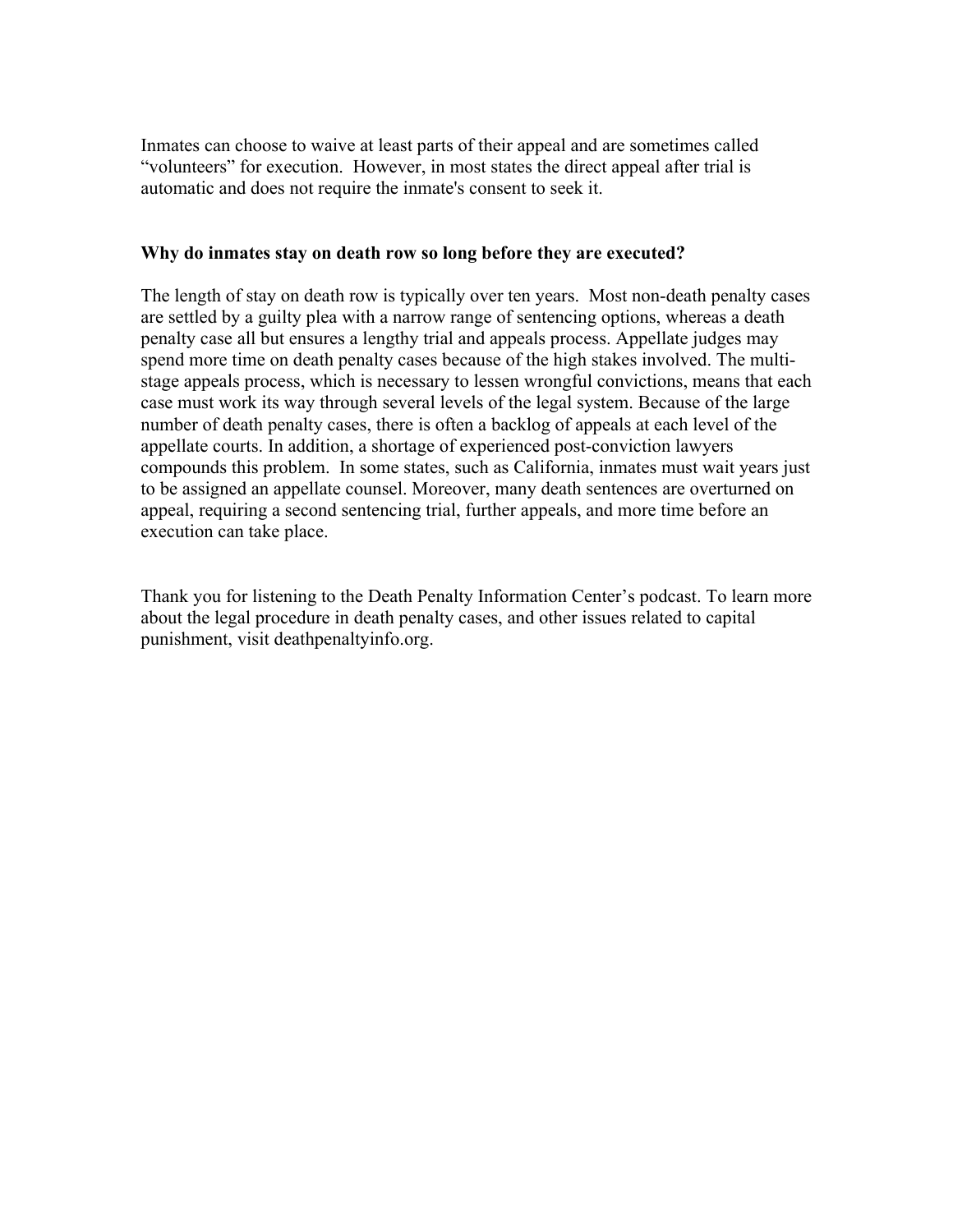Inmates can choose to waive at least parts of their appeal and are sometimes called "volunteers" for execution. However, in most states the direct appeal after trial is automatic and does not require the inmate's consent to seek it.

**Why do inmates stay on death row so long before they are executed?**

The length of stay on death row is typically over ten years. Most non-death penalty cases are settled by a guilty plea with a narrow range of sentencing options, whereas a death penalty case all but ensures a lengthy trial and appeals process. Appellate judges may spend more time on death penalty cases because of the high stakes involved. The multi-stage appeals process, which is necessary to lessen wrongful convictions, means that each case must work its way through several levels of the legal system. Because of the large number of death penalty cases, there is often a backlog of appeals at each level of the appellate courts. In addition, a shortage of experienced post-conviction lawyers compounds this problem. In some states, such as California, inmates must wait years just to be assigned an appellate counsel. Moreover, many death sentences are overturned on appeal, requiring a second sentencing trial, further appeals, and more time before an execution can take place.

Thank you for listening to the Death Penalty Information Center's podcast. To learn more about the legal procedure in death penalty cases, and other issues related to capital punishment, visit deathpenaltyinfo.org.